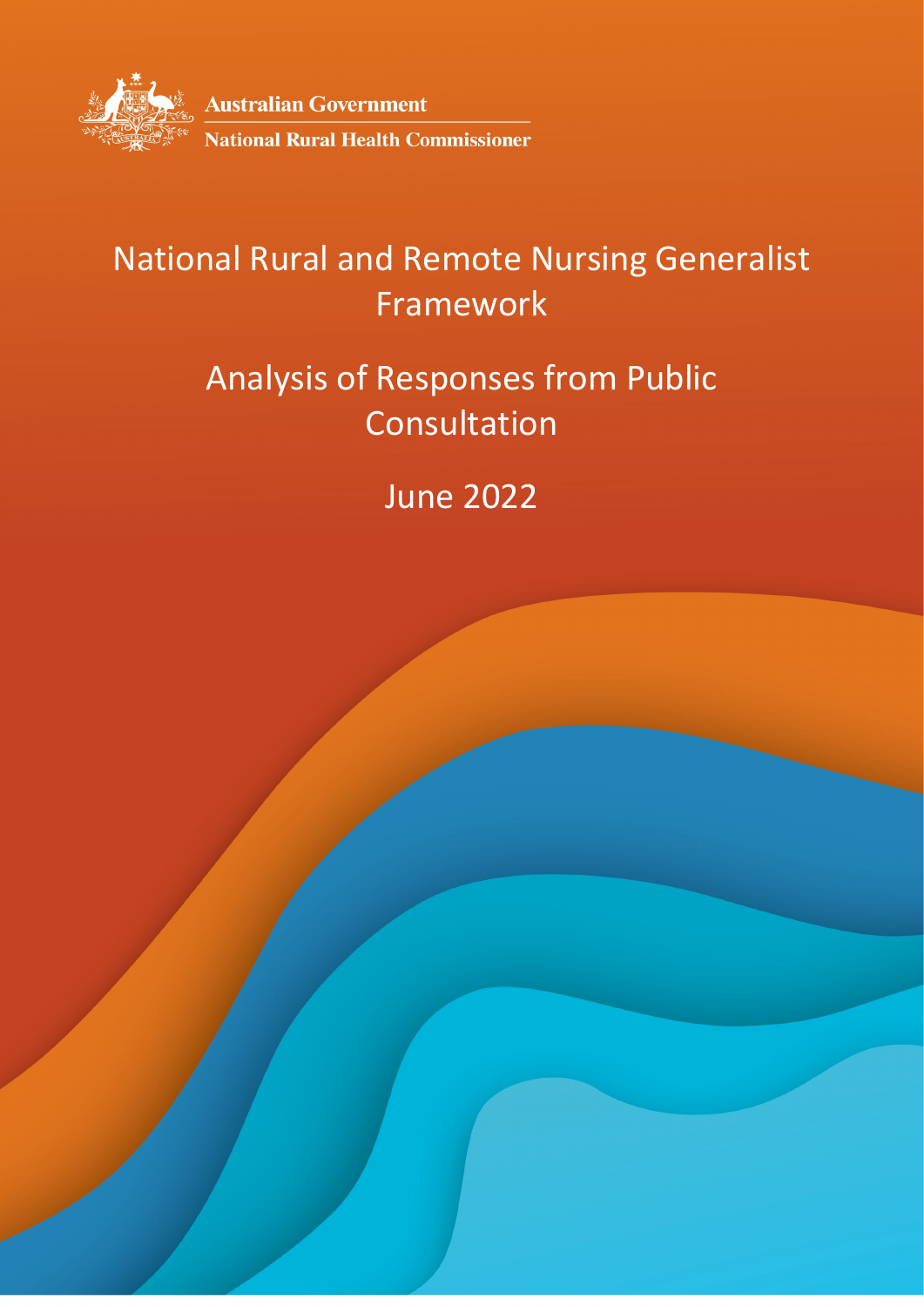Australian Government

National Rural Health Commissioner

# National Rural and Remote Nursing Generalist Framework

## Analysis of Responses from Public Consultation

June 2022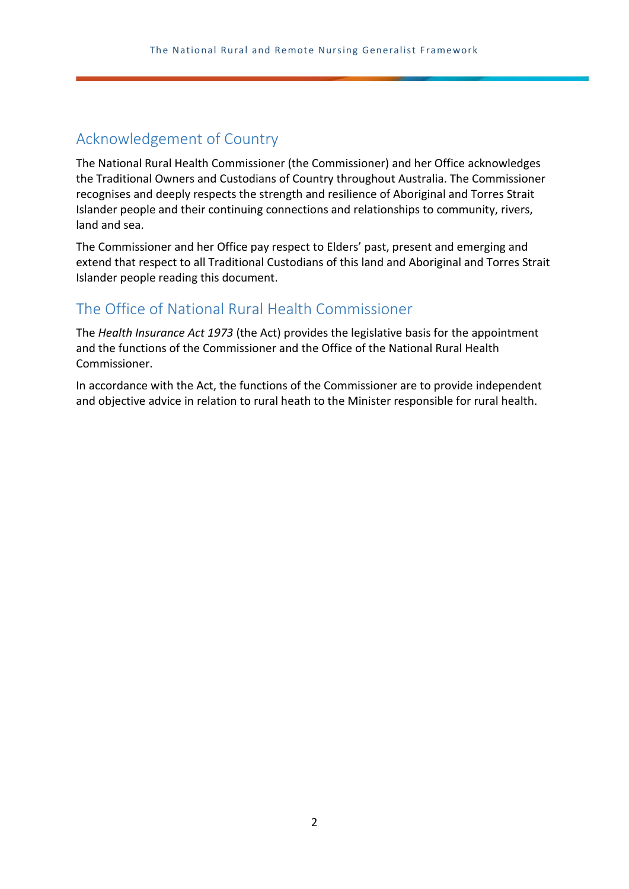## Acknowledgement of Country

The National Rural Health Commissioner (the Commissioner) and her Office acknowledges the Traditional Owners and Custodians of Country throughout Australia. The Commissioner recognises and deeply respects the strength and resilience of Aboriginal and Torres Strait Islander people and their continuing connections and relationships to community, rivers, land and sea.

The Commissioner and her Office pay respect to Elders' past, present and emerging and extend that respect to all Traditional Custodians of this land and Aboriginal and Torres Strait Islander people reading this document.

## The Office of National Rural Health Commissioner

The *Health Insurance Act 1973* (the Act) provides the legislative basis for the appointment and the functions of the Commissioner and the Office of the National Rural Health Commissioner.

In accordance with the Act, the functions of the Commissioner are to provide independent and objective advice in relation to rural heath to the Minister responsible for rural health.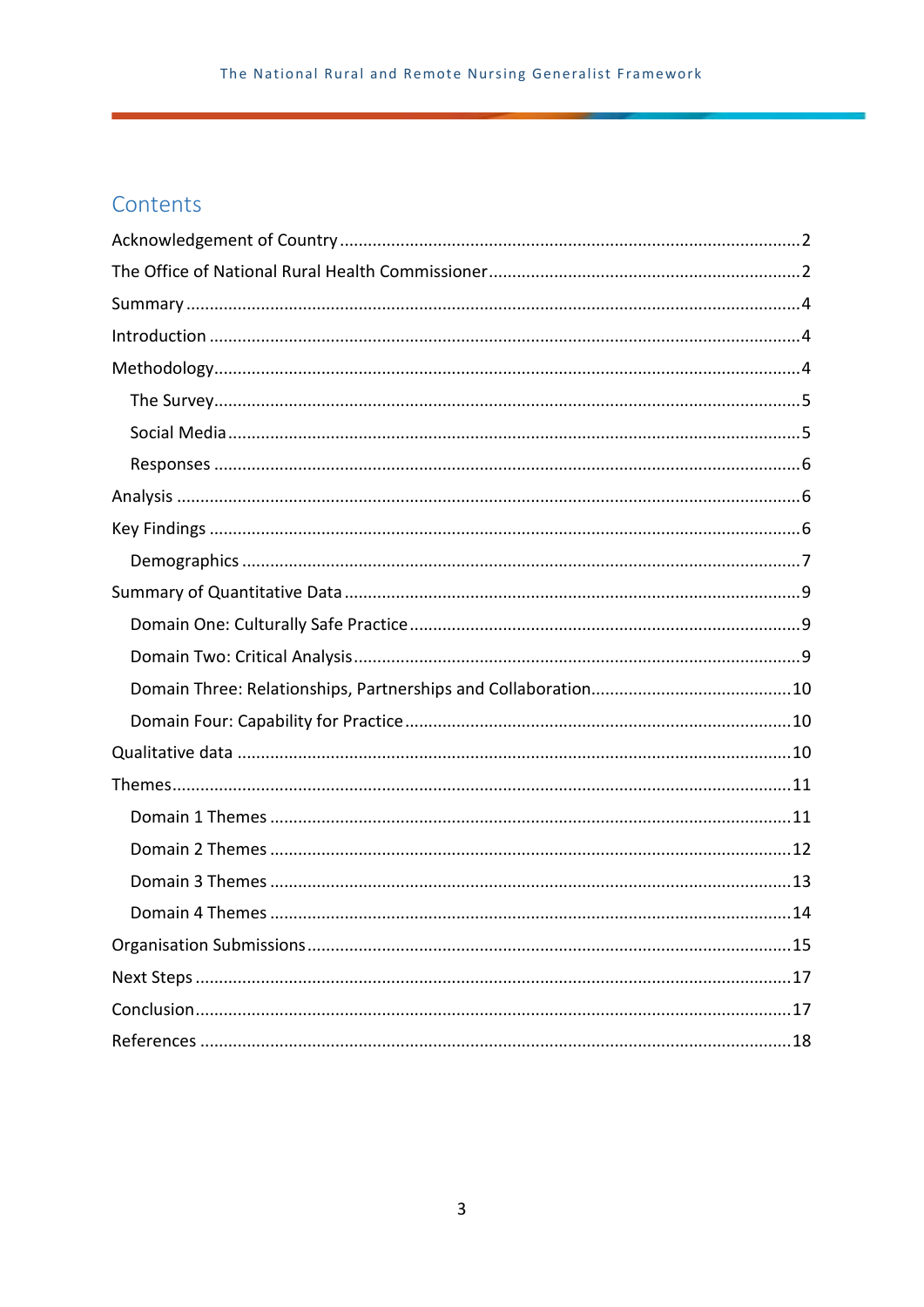## Contents

Acknowledgement of Country ..........2

The Office of National Rural Health Commissioner ..........2

Summary ..........4

Introduction ..........4

Methodology ..........4

- The Survey ..........5
- Social Media ..........5
- Responses ..........6

Analysis ..........6

Key Findings ..........6

- Demographics ..........7

Summary of Quantitative Data ..........9

- Domain One: Culturally Safe Practice ..........9
- Domain Two: Critical Analysis ..........9
- Domain Three: Relationships, Partnerships and Collaboration ..........10
- Domain Four: Capability for Practice ..........10

Qualitative data ..........10

Themes ..........11

- Domain 1 Themes ..........11
- Domain 2 Themes ..........12
- Domain 3 Themes ..........13
- Domain 4 Themes ..........14

Organisation Submissions ..........15

Next Steps ..........17

Conclusion ..........17

References ..........18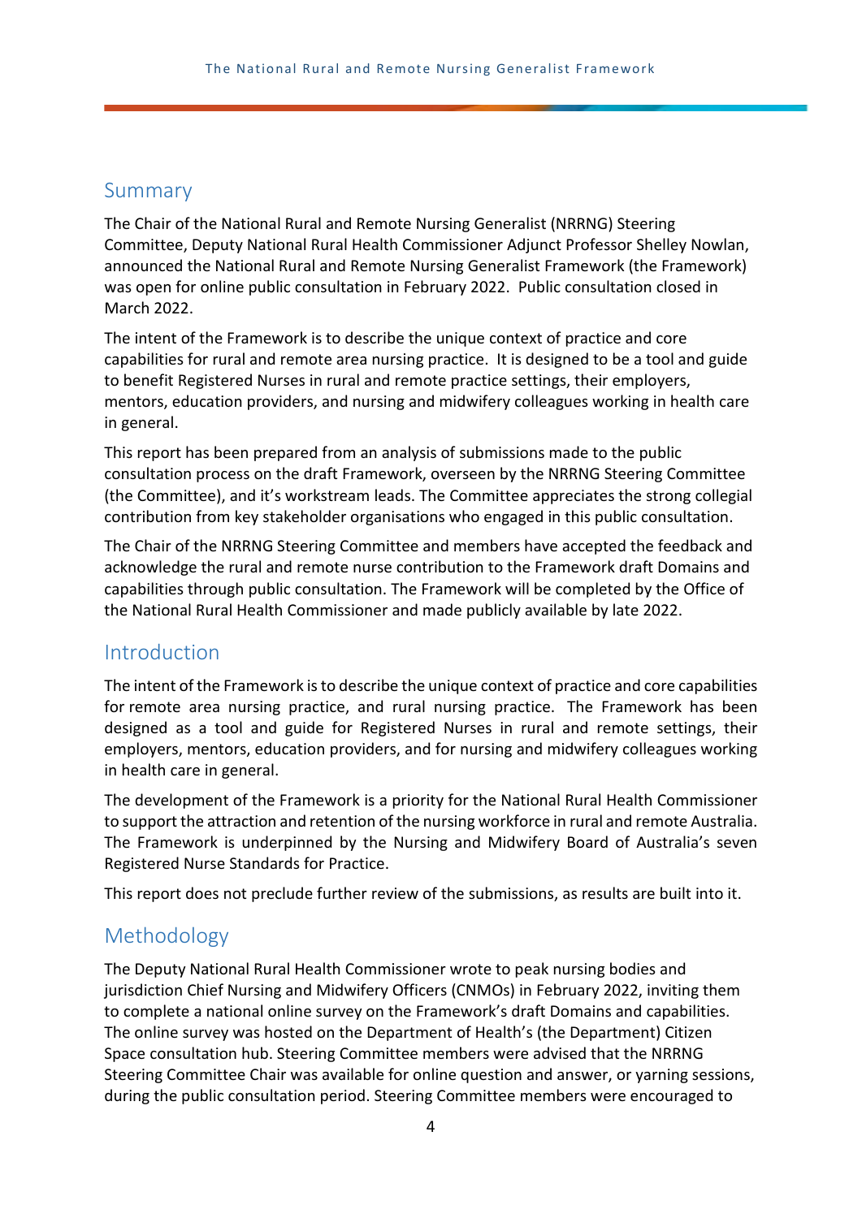## Summary

The Chair of the National Rural and Remote Nursing Generalist (NRRNG) Steering Committee, Deputy National Rural Health Commissioner Adjunct Professor Shelley Nowlan, announced the National Rural and Remote Nursing Generalist Framework (the Framework) was open for online public consultation in February 2022. Public consultation closed in March 2022.

The intent of the Framework is to describe the unique context of practice and core capabilities for rural and remote area nursing practice. It is designed to be a tool and guide to benefit Registered Nurses in rural and remote practice settings, their employers, mentors, education providers, and nursing and midwifery colleagues working in health care in general.

This report has been prepared from an analysis of submissions made to the public consultation process on the draft Framework, overseen by the NRRNG Steering Committee (the Committee), and it's workstream leads. The Committee appreciates the strong collegial contribution from key stakeholder organisations who engaged in this public consultation.

The Chair of the NRRNG Steering Committee and members have accepted the feedback and acknowledge the rural and remote nurse contribution to the Framework draft Domains and capabilities through public consultation. The Framework will be completed by the Office of the National Rural Health Commissioner and made publicly available by late 2022.

## Introduction

The intent of the Framework is to describe the unique context of practice and core capabilities for remote area nursing practice, and rural nursing practice. The Framework has been designed as a tool and guide for Registered Nurses in rural and remote settings, their employers, mentors, education providers, and for nursing and midwifery colleagues working in health care in general.

The development of the Framework is a priority for the National Rural Health Commissioner to support the attraction and retention of the nursing workforce in rural and remote Australia. The Framework is underpinned by the Nursing and Midwifery Board of Australia's seven Registered Nurse Standards for Practice.

This report does not preclude further review of the submissions, as results are built into it.

## Methodology

The Deputy National Rural Health Commissioner wrote to peak nursing bodies and jurisdiction Chief Nursing and Midwifery Officers (CNMOs) in February 2022, inviting them to complete a national online survey on the Framework's draft Domains and capabilities. The online survey was hosted on the Department of Health's (the Department) Citizen Space consultation hub. Steering Committee members were advised that the NRRNG Steering Committee Chair was available for online question and answer, or yarning sessions, during the public consultation period. Steering Committee members were encouraged to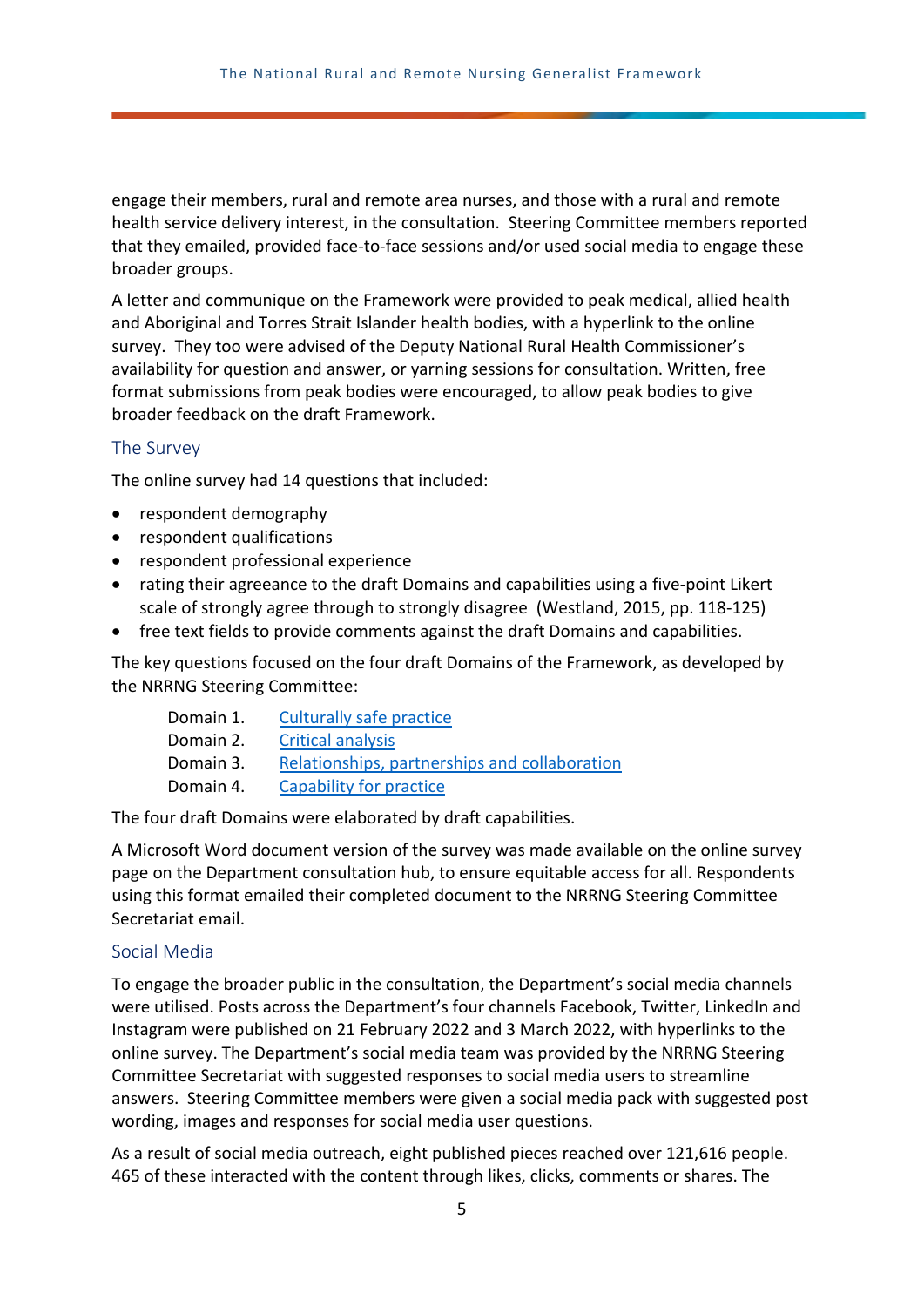engage their members, rural and remote area nurses, and those with a rural and remote health service delivery interest, in the consultation. Steering Committee members reported that they emailed, provided face-to-face sessions and/or used social media to engage these broader groups.

A letter and communique on the Framework were provided to peak medical, allied health and Aboriginal and Torres Strait Islander health bodies, with a hyperlink to the online survey. They too were advised of the Deputy National Rural Health Commissioner's availability for question and answer, or yarning sessions for consultation. Written, free format submissions from peak bodies were encouraged, to allow peak bodies to give broader feedback on the draft Framework.

## The Survey

The online survey had 14 questions that included:

- respondent demography
- respondent qualifications
- respondent professional experience
- rating their agreeance to the draft Domains and capabilities using a five-point Likert scale of strongly agree through to strongly disagree (Westland, 2015, pp. 118-125)
- free text fields to provide comments against the draft Domains and capabilities.

The key questions focused on the four draft Domains of the Framework, as developed by the NRRNG Steering Committee:

- Domain 1. Culturally safe practice
- Domain 2. Critical analysis
- Domain 3. Relationships, partnerships and collaboration
- Domain 4. Capability for practice

The four draft Domains were elaborated by draft capabilities.

A Microsoft Word document version of the survey was made available on the online survey page on the Department consultation hub, to ensure equitable access for all. Respondents using this format emailed their completed document to the NRRNG Steering Committee Secretariat email.

## Social Media

To engage the broader public in the consultation, the Department's social media channels were utilised. Posts across the Department's four channels Facebook, Twitter, LinkedIn and Instagram were published on 21 February 2022 and 3 March 2022, with hyperlinks to the online survey. The Department's social media team was provided by the NRRNG Steering Committee Secretariat with suggested responses to social media users to streamline answers. Steering Committee members were given a social media pack with suggested post wording, images and responses for social media user questions.

As a result of social media outreach, eight published pieces reached over 121,616 people. 465 of these interacted with the content through likes, clicks, comments or shares. The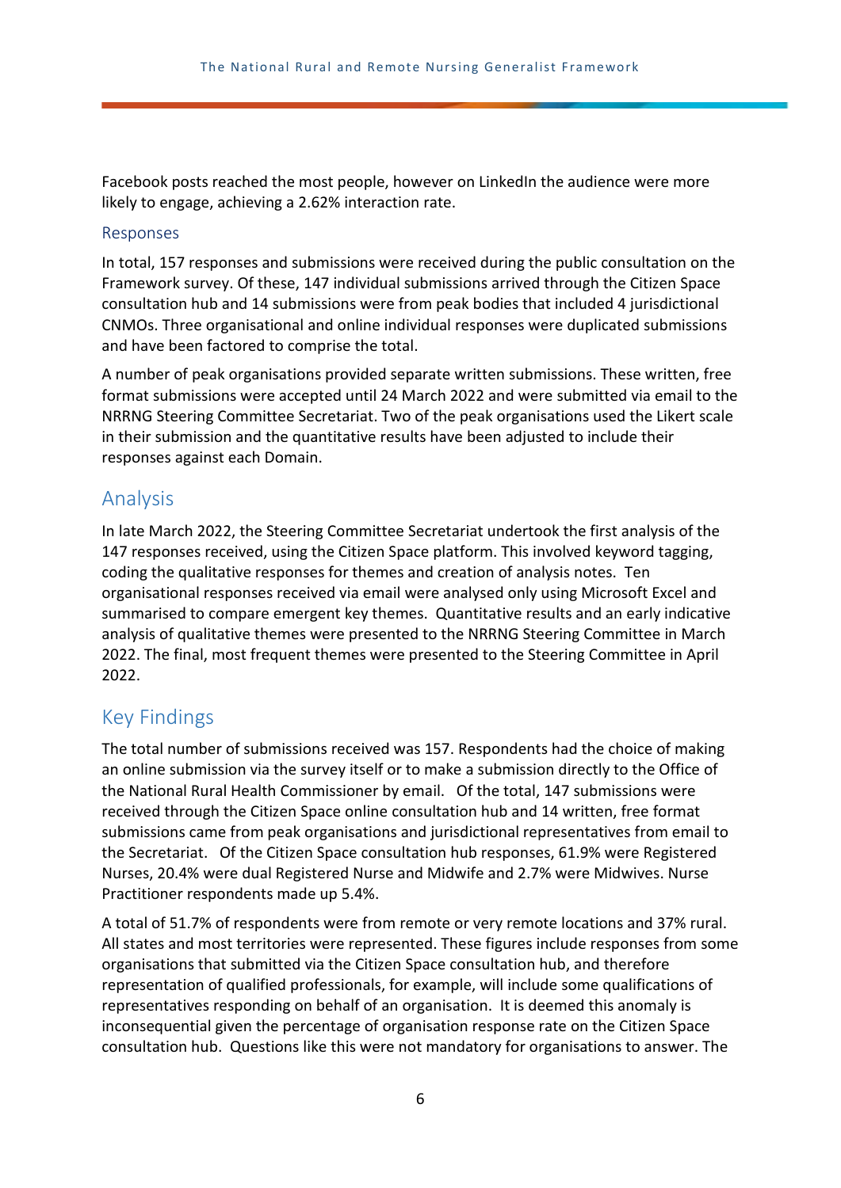Facebook posts reached the most people, however on LinkedIn the audience were more likely to engage, achieving a 2.62% interaction rate.

### Responses

In total, 157 responses and submissions were received during the public consultation on the Framework survey. Of these, 147 individual submissions arrived through the Citizen Space consultation hub and 14 submissions were from peak bodies that included 4 jurisdictional CNMOs. Three organisational and online individual responses were duplicated submissions and have been factored to comprise the total.

A number of peak organisations provided separate written submissions. These written, free format submissions were accepted until 24 March 2022 and were submitted via email to the NRRNG Steering Committee Secretariat. Two of the peak organisations used the Likert scale in their submission and the quantitative results have been adjusted to include their responses against each Domain.

## Analysis

In late March 2022, the Steering Committee Secretariat undertook the first analysis of the 147 responses received, using the Citizen Space platform. This involved keyword tagging, coding the qualitative responses for themes and creation of analysis notes. Ten organisational responses received via email were analysed only using Microsoft Excel and summarised to compare emergent key themes. Quantitative results and an early indicative analysis of qualitative themes were presented to the NRRNG Steering Committee in March 2022. The final, most frequent themes were presented to the Steering Committee in April 2022.

## Key Findings

The total number of submissions received was 157. Respondents had the choice of making an online submission via the survey itself or to make a submission directly to the Office of the National Rural Health Commissioner by email. Of the total, 147 submissions were received through the Citizen Space online consultation hub and 14 written, free format submissions came from peak organisations and jurisdictional representatives from email to the Secretariat. Of the Citizen Space consultation hub responses, 61.9% were Registered Nurses, 20.4% were dual Registered Nurse and Midwife and 2.7% were Midwives. Nurse Practitioner respondents made up 5.4%.

A total of 51.7% of respondents were from remote or very remote locations and 37% rural. All states and most territories were represented. These figures include responses from some organisations that submitted via the Citizen Space consultation hub, and therefore representation of qualified professionals, for example, will include some qualifications of representatives responding on behalf of an organisation. It is deemed this anomaly is inconsequential given the percentage of organisation response rate on the Citizen Space consultation hub. Questions like this were not mandatory for organisations to answer. The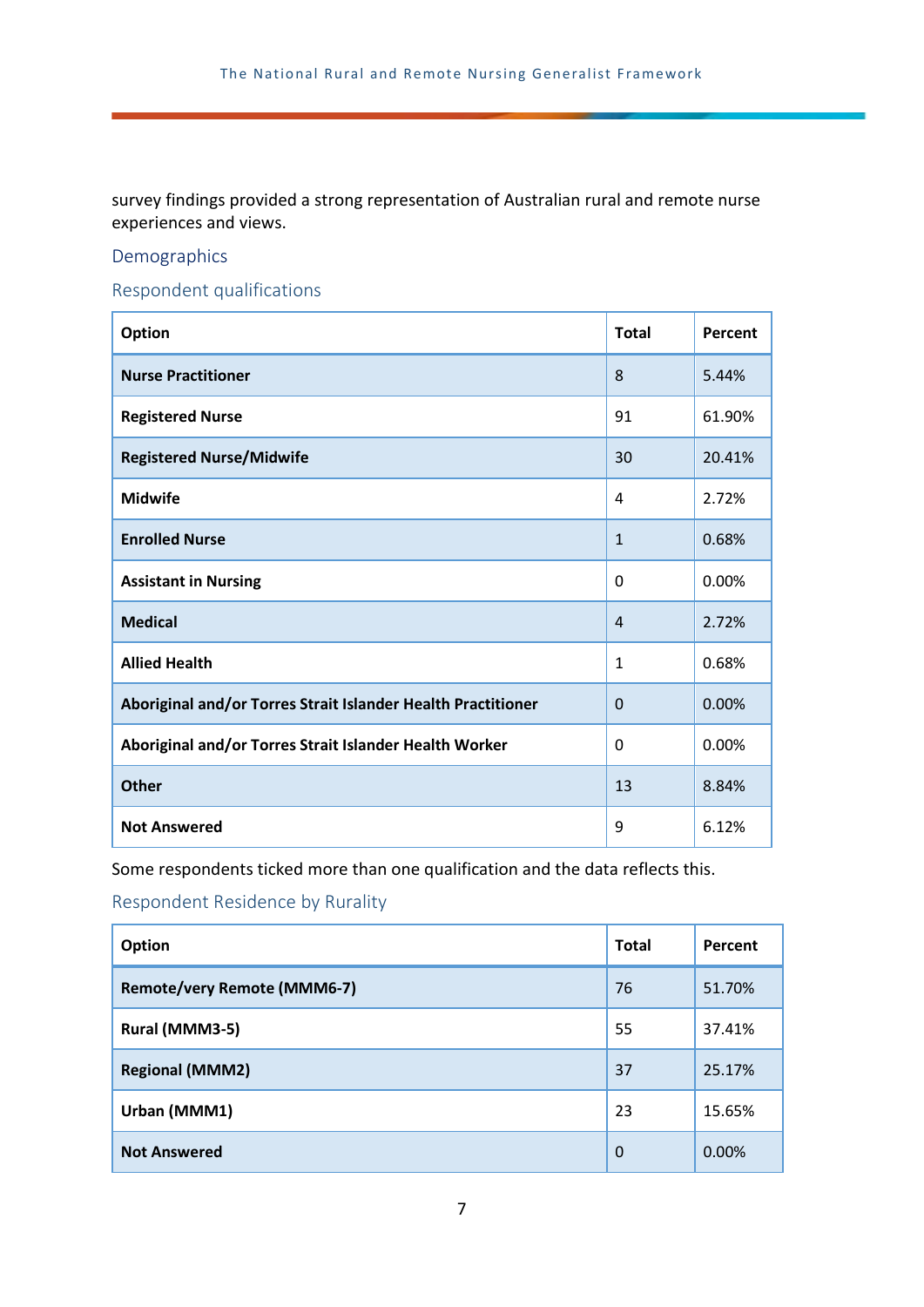survey findings provided a strong representation of Australian rural and remote nurse experiences and views.

## Demographics

### Respondent qualifications

| Option | Total | Percent |
|---|---|---|
| **Nurse Practitioner** | 8 | 5.44% |
| **Registered Nurse** | 91 | 61.90% |
| **Registered Nurse/Midwife** | 30 | 20.41% |
| **Midwife** | 4 | 2.72% |
| **Enrolled Nurse** | 1 | 0.68% |
| **Assistant in Nursing** | 0 | 0.00% |
| **Medical** | 4 | 2.72% |
| **Allied Health** | 1 | 0.68% |
| **Aboriginal and/or Torres Strait Islander Health Practitioner** | 0 | 0.00% |
| **Aboriginal and/or Torres Strait Islander Health Worker** | 0 | 0.00% |
| **Other** | 13 | 8.84% |
| **Not Answered** | 9 | 6.12% |

Some respondents ticked more than one qualification and the data reflects this.

### Respondent Residence by Rurality

| Option | Total | Percent |
|---|---|---|
| **Remote/very Remote (MMM6-7)** | 76 | 51.70% |
| **Rural (MMM3-5)** | 55 | 37.41% |
| **Regional (MMM2)** | 37 | 25.17% |
| **Urban (MMM1)** | 23 | 15.65% |
| **Not Answered** | 0 | 0.00% |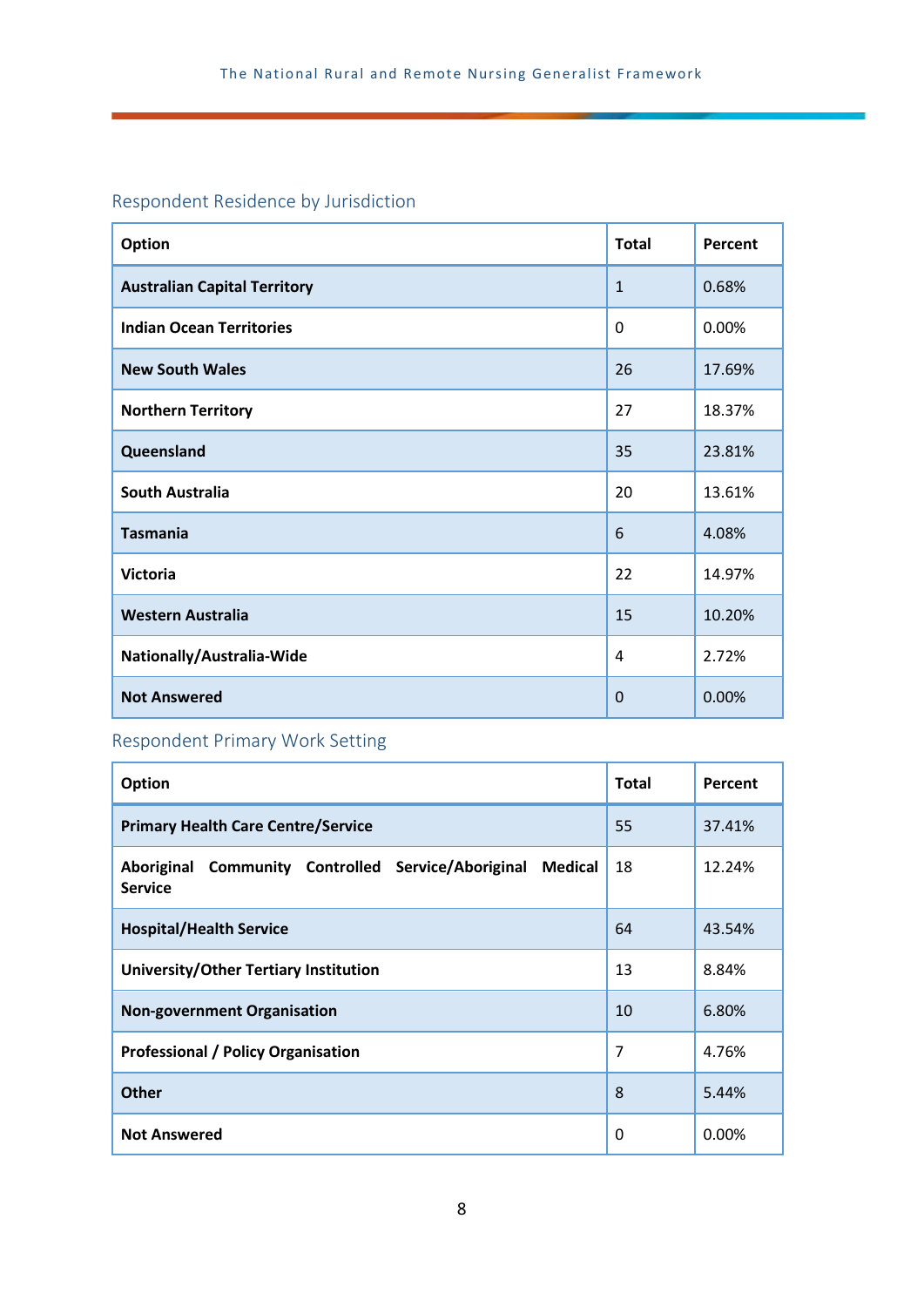## Respondent Residence by Jurisdiction

| Option | Total | Percent |
|---|---|---|
| **Australian Capital Territory** | 1 | 0.68% |
| **Indian Ocean Territories** | 0 | 0.00% |
| **New South Wales** | 26 | 17.69% |
| **Northern Territory** | 27 | 18.37% |
| **Queensland** | 35 | 23.81% |
| **South Australia** | 20 | 13.61% |
| **Tasmania** | 6 | 4.08% |
| **Victoria** | 22 | 14.97% |
| **Western Australia** | 15 | 10.20% |
| **Nationally/Australia-Wide** | 4 | 2.72% |
| **Not Answered** | 0 | 0.00% |

## Respondent Primary Work Setting

| Option | Total | Percent |
|---|---|---|
| **Primary Health Care Centre/Service** | 55 | 37.41% |
| **Aboriginal Community Controlled Service/Aboriginal Medical Service** | 18 | 12.24% |
| **Hospital/Health Service** | 64 | 43.54% |
| **University/Other Tertiary Institution** | 13 | 8.84% |
| **Non-government Organisation** | 10 | 6.80% |
| **Professional / Policy Organisation** | 7 | 4.76% |
| **Other** | 8 | 5.44% |
| **Not Answered** | 0 | 0.00% |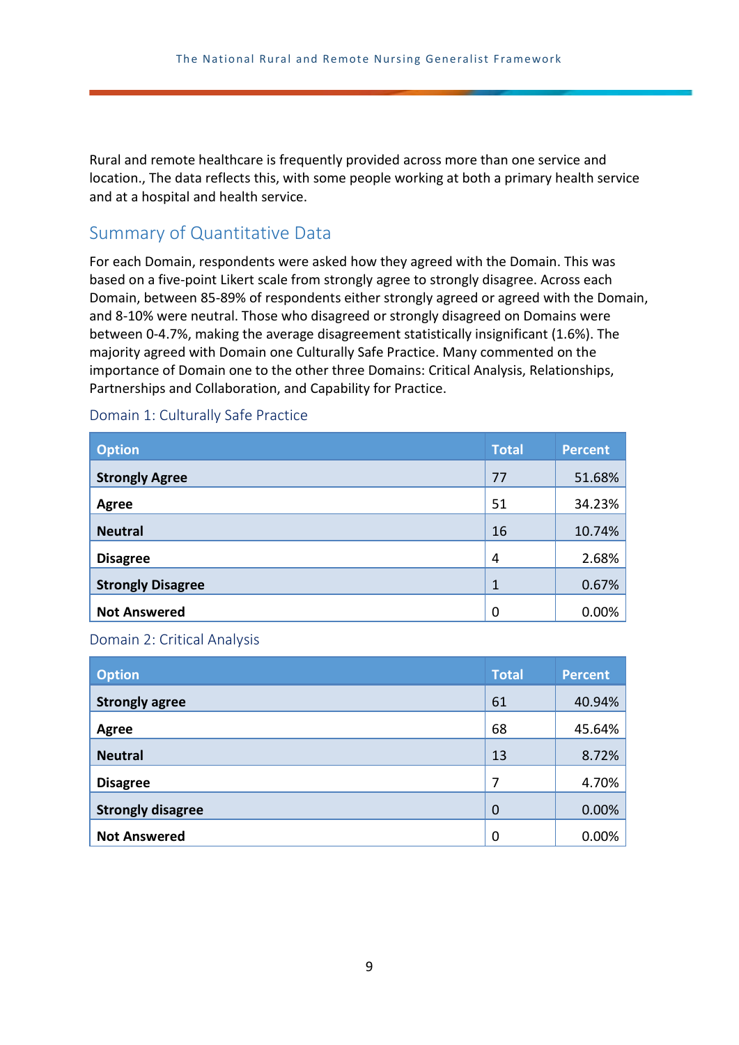Rural and remote healthcare is frequently provided across more than one service and location., The data reflects this, with some people working at both a primary health service and at a hospital and health service.

## Summary of Quantitative Data

For each Domain, respondents were asked how they agreed with the Domain. This was based on a five-point Likert scale from strongly agree to strongly disagree. Across each Domain, between 85-89% of respondents either strongly agreed or agreed with the Domain, and 8-10% were neutral. Those who disagreed or strongly disagreed on Domains were between 0-4.7%, making the average disagreement statistically insignificant (1.6%). The majority agreed with Domain one Culturally Safe Practice. Many commented on the importance of Domain one to the other three Domains: Critical Analysis, Relationships, Partnerships and Collaboration, and Capability for Practice.

### Domain 1: Culturally Safe Practice

| Option | Total | Percent |
|---|---|---|
| **Strongly Agree** | 77 | 51.68% |
| **Agree** | 51 | 34.23% |
| **Neutral** | 16 | 10.74% |
| **Disagree** | 4 | 2.68% |
| **Strongly Disagree** | 1 | 0.67% |
| **Not Answered** | 0 | 0.00% |

### Domain 2: Critical Analysis

| Option | Total | Percent |
|---|---|---|
| **Strongly agree** | 61 | 40.94% |
| **Agree** | 68 | 45.64% |
| **Neutral** | 13 | 8.72% |
| **Disagree** | 7 | 4.70% |
| **Strongly disagree** | 0 | 0.00% |
| **Not Answered** | 0 | 0.00% |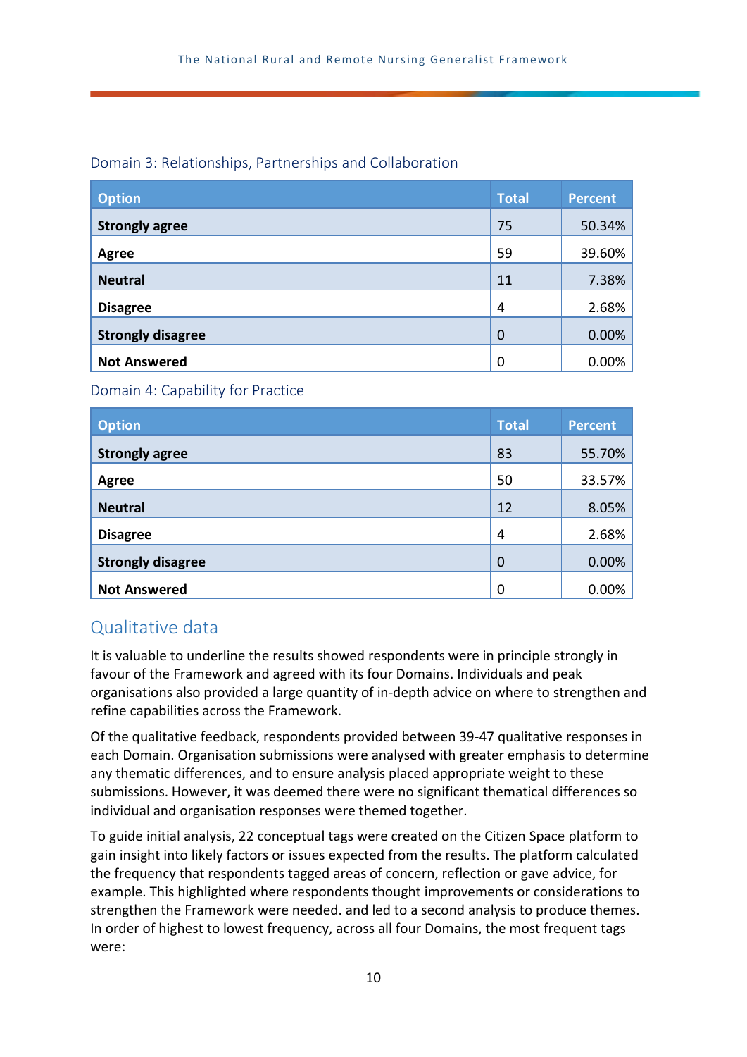### Domain 3: Relationships, Partnerships and Collaboration

| Option | Total | Percent |
|---|---|---|
| **Strongly agree** | 75 | 50.34% |
| **Agree** | 59 | 39.60% |
| **Neutral** | 11 | 7.38% |
| **Disagree** | 4 | 2.68% |
| **Strongly disagree** | 0 | 0.00% |
| **Not Answered** | 0 | 0.00% |

### Domain 4: Capability for Practice

| Option | Total | Percent |
|---|---|---|
| **Strongly agree** | 83 | 55.70% |
| **Agree** | 50 | 33.57% |
| **Neutral** | 12 | 8.05% |
| **Disagree** | 4 | 2.68% |
| **Strongly disagree** | 0 | 0.00% |
| **Not Answered** | 0 | 0.00% |

## Qualitative data

It is valuable to underline the results showed respondents were in principle strongly in favour of the Framework and agreed with its four Domains. Individuals and peak organisations also provided a large quantity of in-depth advice on where to strengthen and refine capabilities across the Framework.

Of the qualitative feedback, respondents provided between 39-47 qualitative responses in each Domain. Organisation submissions were analysed with greater emphasis to determine any thematic differences, and to ensure analysis placed appropriate weight to these submissions. However, it was deemed there were no significant thematical differences so individual and organisation responses were themed together.

To guide initial analysis, 22 conceptual tags were created on the Citizen Space platform to gain insight into likely factors or issues expected from the results. The platform calculated the frequency that respondents tagged areas of concern, reflection or gave advice, for example. This highlighted where respondents thought improvements or considerations to strengthen the Framework were needed. and led to a second analysis to produce themes. In order of highest to lowest frequency, across all four Domains, the most frequent tags were: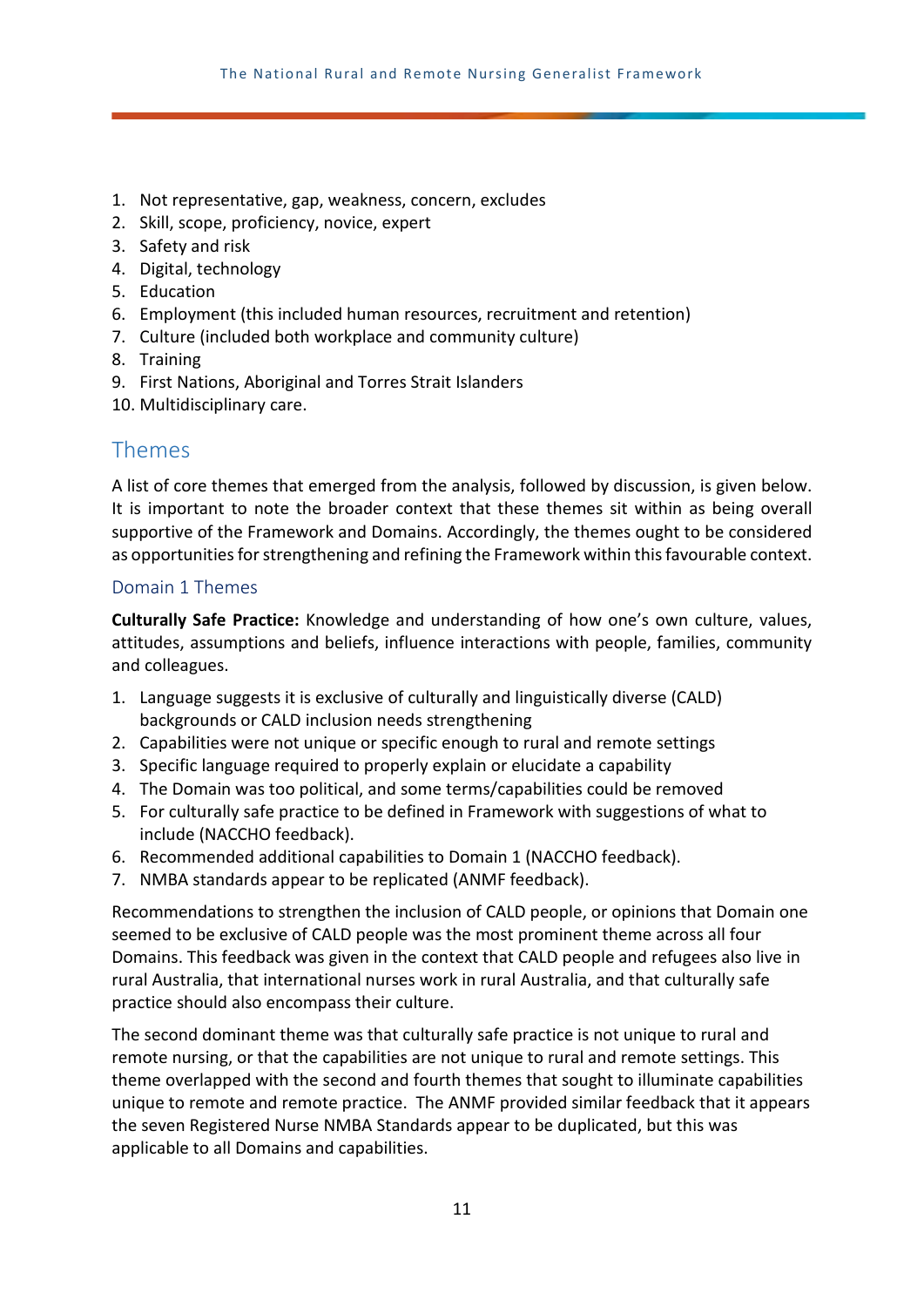1. Not representative, gap, weakness, concern, excludes
2. Skill, scope, proficiency, novice, expert
3. Safety and risk
4. Digital, technology
5. Education
6. Employment (this included human resources, recruitment and retention)
7. Culture (included both workplace and community culture)
8. Training
9. First Nations, Aboriginal and Torres Strait Islanders
10. Multidisciplinary care.

## Themes

A list of core themes that emerged from the analysis, followed by discussion, is given below. It is important to note the broader context that these themes sit within as being overall supportive of the Framework and Domains. Accordingly, the themes ought to be considered as opportunities for strengthening and refining the Framework within this favourable context.

### Domain 1 Themes

**Culturally Safe Practice:** Knowledge and understanding of how one's own culture, values, attitudes, assumptions and beliefs, influence interactions with people, families, community and colleagues.

1. Language suggests it is exclusive of culturally and linguistically diverse (CALD) backgrounds or CALD inclusion needs strengthening
2. Capabilities were not unique or specific enough to rural and remote settings
3. Specific language required to properly explain or elucidate a capability
4. The Domain was too political, and some terms/capabilities could be removed
5. For culturally safe practice to be defined in Framework with suggestions of what to include (NACCHO feedback).
6. Recommended additional capabilities to Domain 1 (NACCHO feedback).
7. NMBA standards appear to be replicated (ANMF feedback).

Recommendations to strengthen the inclusion of CALD people, or opinions that Domain one seemed to be exclusive of CALD people was the most prominent theme across all four Domains. This feedback was given in the context that CALD people and refugees also live in rural Australia, that international nurses work in rural Australia, and that culturally safe practice should also encompass their culture.

The second dominant theme was that culturally safe practice is not unique to rural and remote nursing, or that the capabilities are not unique to rural and remote settings. This theme overlapped with the second and fourth themes that sought to illuminate capabilities unique to remote and remote practice. The ANMF provided similar feedback that it appears the seven Registered Nurse NMBA Standards appear to be duplicated, but this was applicable to all Domains and capabilities.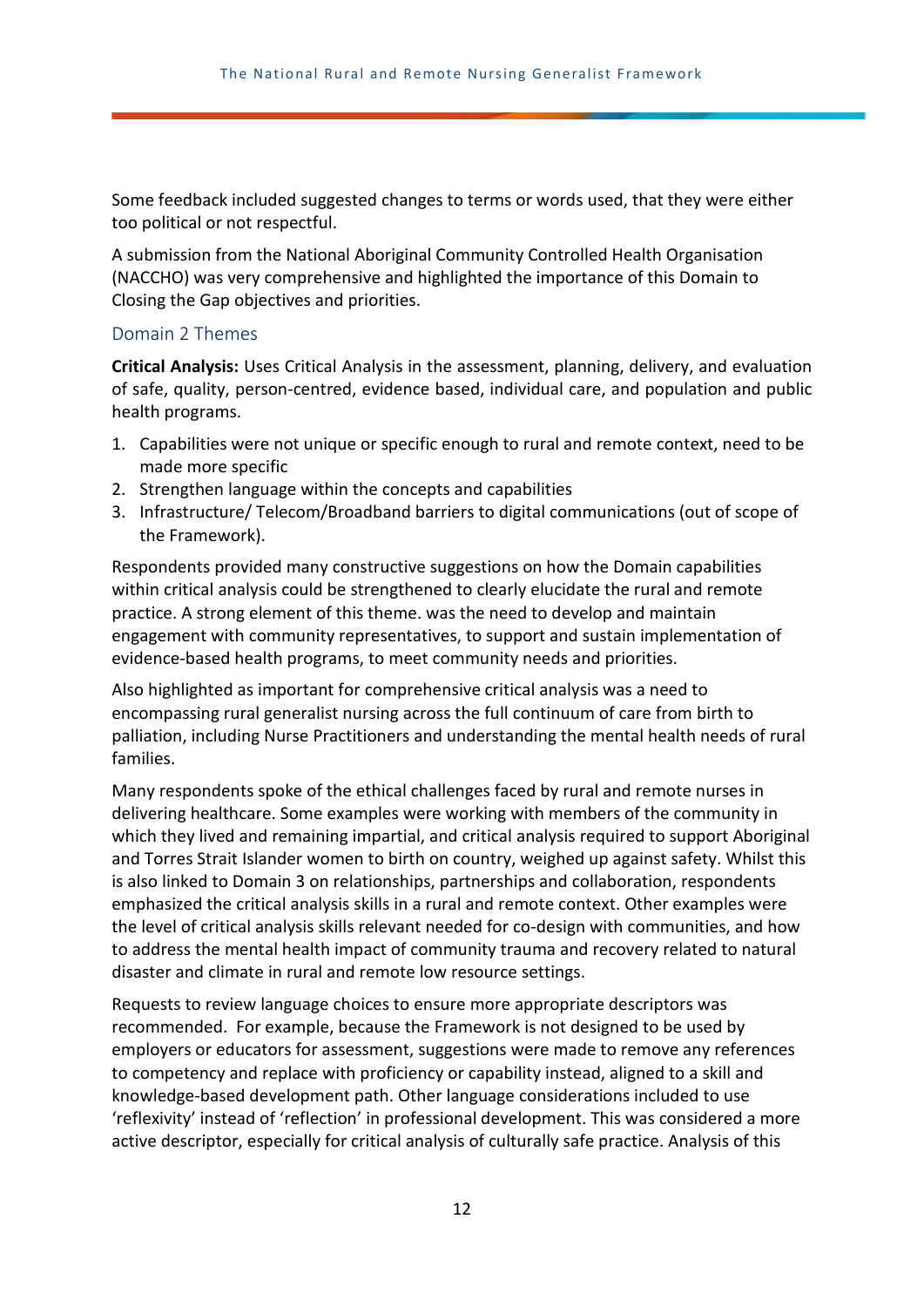Some feedback included suggested changes to terms or words used, that they were either too political or not respectful.

A submission from the National Aboriginal Community Controlled Health Organisation (NACCHO) was very comprehensive and highlighted the importance of this Domain to Closing the Gap objectives and priorities.

## Domain 2 Themes

**Critical Analysis:** Uses Critical Analysis in the assessment, planning, delivery, and evaluation of safe, quality, person-centred, evidence based, individual care, and population and public health programs.

1. Capabilities were not unique or specific enough to rural and remote context, need to be made more specific
2. Strengthen language within the concepts and capabilities
3. Infrastructure/ Telecom/Broadband barriers to digital communications (out of scope of the Framework).

Respondents provided many constructive suggestions on how the Domain capabilities within critical analysis could be strengthened to clearly elucidate the rural and remote practice. A strong element of this theme. was the need to develop and maintain engagement with community representatives, to support and sustain implementation of evidence-based health programs, to meet community needs and priorities.

Also highlighted as important for comprehensive critical analysis was a need to encompassing rural generalist nursing across the full continuum of care from birth to palliation, including Nurse Practitioners and understanding the mental health needs of rural families.

Many respondents spoke of the ethical challenges faced by rural and remote nurses in delivering healthcare. Some examples were working with members of the community in which they lived and remaining impartial, and critical analysis required to support Aboriginal and Torres Strait Islander women to birth on country, weighed up against safety. Whilst this is also linked to Domain 3 on relationships, partnerships and collaboration, respondents emphasized the critical analysis skills in a rural and remote context. Other examples were the level of critical analysis skills relevant needed for co-design with communities, and how to address the mental health impact of community trauma and recovery related to natural disaster and climate in rural and remote low resource settings.

Requests to review language choices to ensure more appropriate descriptors was recommended. For example, because the Framework is not designed to be used by employers or educators for assessment, suggestions were made to remove any references to competency and replace with proficiency or capability instead, aligned to a skill and knowledge-based development path. Other language considerations included to use 'reflexivity' instead of 'reflection' in professional development. This was considered a more active descriptor, especially for critical analysis of culturally safe practice. Analysis of this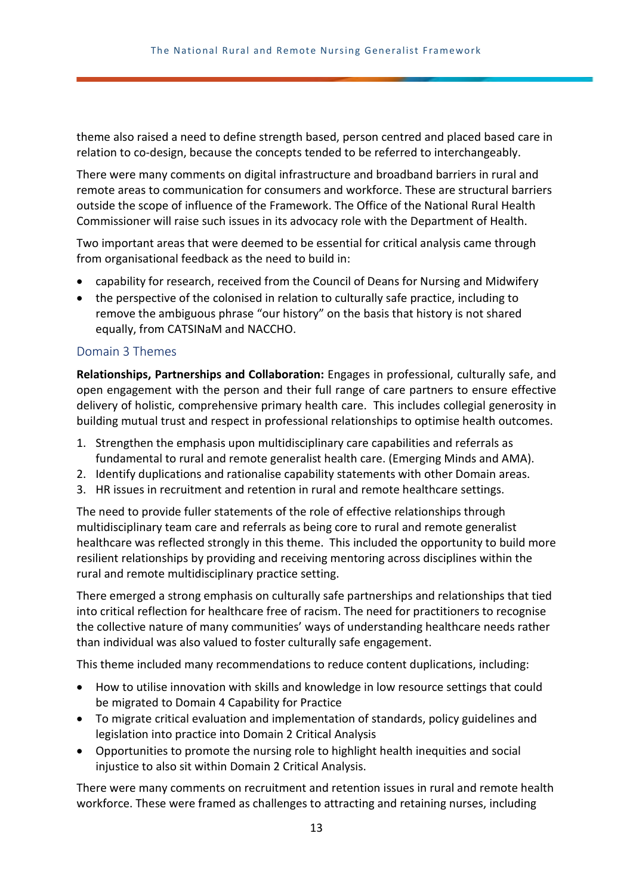theme also raised a need to define strength based, person centred and placed based care in relation to co-design, because the concepts tended to be referred to interchangeably.

There were many comments on digital infrastructure and broadband barriers in rural and remote areas to communication for consumers and workforce. These are structural barriers outside the scope of influence of the Framework. The Office of the National Rural Health Commissioner will raise such issues in its advocacy role with the Department of Health.

Two important areas that were deemed to be essential for critical analysis came through from organisational feedback as the need to build in:

- capability for research, received from the Council of Deans for Nursing and Midwifery
- the perspective of the colonised in relation to culturally safe practice, including to remove the ambiguous phrase “our history” on the basis that history is not shared equally, from CATSINaM and NACCHO.

### Domain 3 Themes

**Relationships, Partnerships and Collaboration:** Engages in professional, culturally safe, and open engagement with the person and their full range of care partners to ensure effective delivery of holistic, comprehensive primary health care. This includes collegial generosity in building mutual trust and respect in professional relationships to optimise health outcomes.

1. Strengthen the emphasis upon multidisciplinary care capabilities and referrals as fundamental to rural and remote generalist health care. (Emerging Minds and AMA).
2. Identify duplications and rationalise capability statements with other Domain areas.
3. HR issues in recruitment and retention in rural and remote healthcare settings.

The need to provide fuller statements of the role of effective relationships through multidisciplinary team care and referrals as being core to rural and remote generalist healthcare was reflected strongly in this theme. This included the opportunity to build more resilient relationships by providing and receiving mentoring across disciplines within the rural and remote multidisciplinary practice setting.

There emerged a strong emphasis on culturally safe partnerships and relationships that tied into critical reflection for healthcare free of racism. The need for practitioners to recognise the collective nature of many communities’ ways of understanding healthcare needs rather than individual was also valued to foster culturally safe engagement.

This theme included many recommendations to reduce content duplications, including:

- How to utilise innovation with skills and knowledge in low resource settings that could be migrated to Domain 4 Capability for Practice
- To migrate critical evaluation and implementation of standards, policy guidelines and legislation into practice into Domain 2 Critical Analysis
- Opportunities to promote the nursing role to highlight health inequities and social injustice to also sit within Domain 2 Critical Analysis.

There were many comments on recruitment and retention issues in rural and remote health workforce. These were framed as challenges to attracting and retaining nurses, including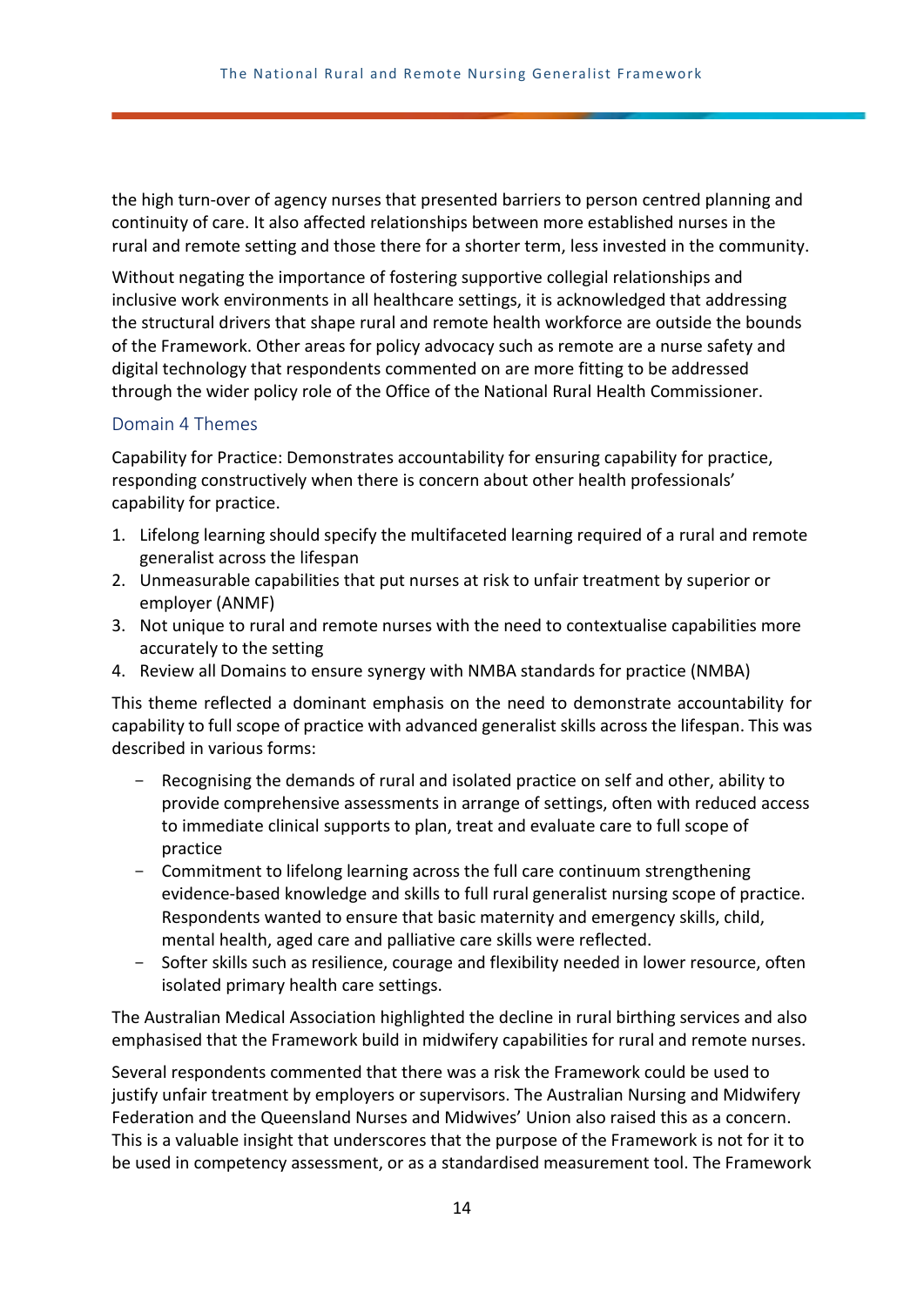the high turn-over of agency nurses that presented barriers to person centred planning and continuity of care. It also affected relationships between more established nurses in the rural and remote setting and those there for a shorter term, less invested in the community.

Without negating the importance of fostering supportive collegial relationships and inclusive work environments in all healthcare settings, it is acknowledged that addressing the structural drivers that shape rural and remote health workforce are outside the bounds of the Framework. Other areas for policy advocacy such as remote are a nurse safety and digital technology that respondents commented on are more fitting to be addressed through the wider policy role of the Office of the National Rural Health Commissioner.

### Domain 4 Themes

Capability for Practice: Demonstrates accountability for ensuring capability for practice, responding constructively when there is concern about other health professionals' capability for practice.

1. Lifelong learning should specify the multifaceted learning required of a rural and remote generalist across the lifespan
2. Unmeasurable capabilities that put nurses at risk to unfair treatment by superior or employer (ANMF)
3. Not unique to rural and remote nurses with the need to contextualise capabilities more accurately to the setting
4. Review all Domains to ensure synergy with NMBA standards for practice (NMBA)

This theme reflected a dominant emphasis on the need to demonstrate accountability for capability to full scope of practice with advanced generalist skills across the lifespan. This was described in various forms:

- Recognising the demands of rural and isolated practice on self and other, ability to provide comprehensive assessments in arrange of settings, often with reduced access to immediate clinical supports to plan, treat and evaluate care to full scope of practice
- Commitment to lifelong learning across the full care continuum strengthening evidence-based knowledge and skills to full rural generalist nursing scope of practice. Respondents wanted to ensure that basic maternity and emergency skills, child, mental health, aged care and palliative care skills were reflected.
- Softer skills such as resilience, courage and flexibility needed in lower resource, often isolated primary health care settings.

The Australian Medical Association highlighted the decline in rural birthing services and also emphasised that the Framework build in midwifery capabilities for rural and remote nurses.

Several respondents commented that there was a risk the Framework could be used to justify unfair treatment by employers or supervisors. The Australian Nursing and Midwifery Federation and the Queensland Nurses and Midwives' Union also raised this as a concern. This is a valuable insight that underscores that the purpose of the Framework is not for it to be used in competency assessment, or as a standardised measurement tool. The Framework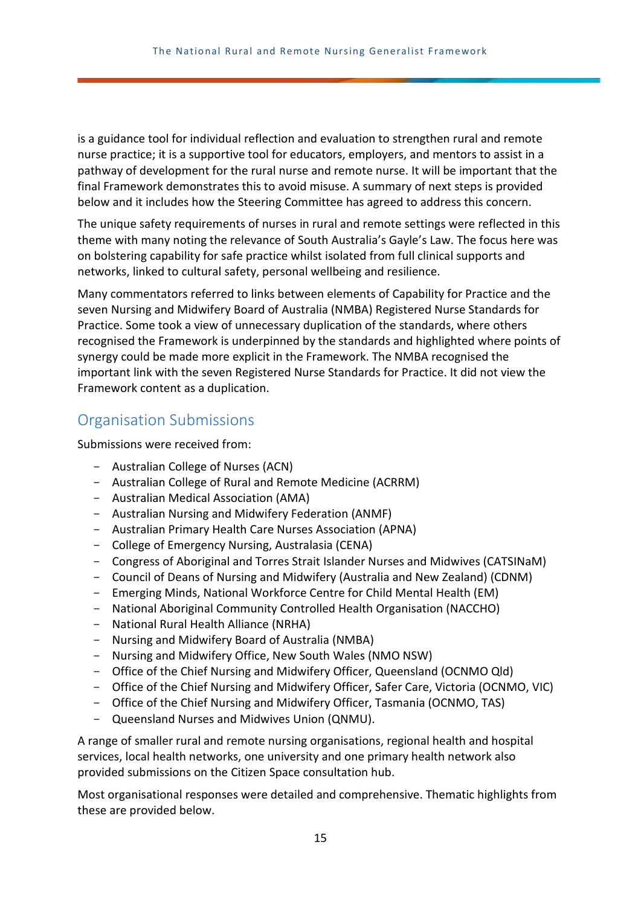is a guidance tool for individual reflection and evaluation to strengthen rural and remote nurse practice; it is a supportive tool for educators, employers, and mentors to assist in a pathway of development for the rural nurse and remote nurse. It will be important that the final Framework demonstrates this to avoid misuse. A summary of next steps is provided below and it includes how the Steering Committee has agreed to address this concern.

The unique safety requirements of nurses in rural and remote settings were reflected in this theme with many noting the relevance of South Australia's Gayle's Law. The focus here was on bolstering capability for safe practice whilst isolated from full clinical supports and networks, linked to cultural safety, personal wellbeing and resilience.

Many commentators referred to links between elements of Capability for Practice and the seven Nursing and Midwifery Board of Australia (NMBA) Registered Nurse Standards for Practice. Some took a view of unnecessary duplication of the standards, where others recognised the Framework is underpinned by the standards and highlighted where points of synergy could be made more explicit in the Framework. The NMBA recognised the important link with the seven Registered Nurse Standards for Practice. It did not view the Framework content as a duplication.

## Organisation Submissions

Submissions were received from:

- Australian College of Nurses (ACN)
- Australian College of Rural and Remote Medicine (ACRRM)
- Australian Medical Association (AMA)
- Australian Nursing and Midwifery Federation (ANMF)
- Australian Primary Health Care Nurses Association (APNA)
- College of Emergency Nursing, Australasia (CENA)
- Congress of Aboriginal and Torres Strait Islander Nurses and Midwives (CATSINaM)
- Council of Deans of Nursing and Midwifery (Australia and New Zealand) (CDNM)
- Emerging Minds, National Workforce Centre for Child Mental Health (EM)
- National Aboriginal Community Controlled Health Organisation (NACCHO)
- National Rural Health Alliance (NRHA)
- Nursing and Midwifery Board of Australia (NMBA)
- Nursing and Midwifery Office, New South Wales (NMO NSW)
- Office of the Chief Nursing and Midwifery Officer, Queensland (OCNMO Qld)
- Office of the Chief Nursing and Midwifery Officer, Safer Care, Victoria (OCNMO, VIC)
- Office of the Chief Nursing and Midwifery Officer, Tasmania (OCNMO, TAS)
- Queensland Nurses and Midwives Union (QNMU).

A range of smaller rural and remote nursing organisations, regional health and hospital services, local health networks, one university and one primary health network also provided submissions on the Citizen Space consultation hub.

Most organisational responses were detailed and comprehensive. Thematic highlights from these are provided below.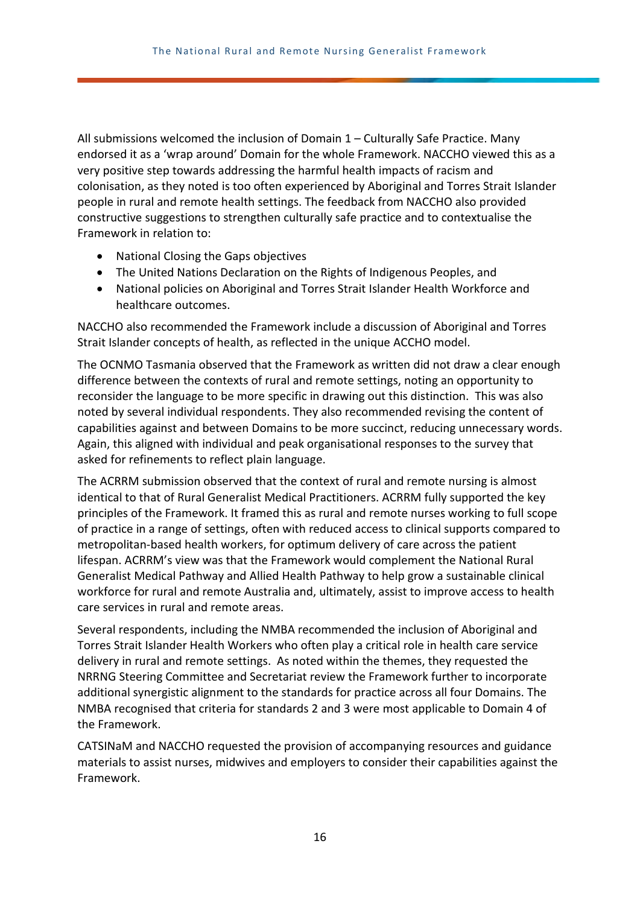All submissions welcomed the inclusion of Domain 1 – Culturally Safe Practice. Many endorsed it as a 'wrap around' Domain for the whole Framework. NACCHO viewed this as a very positive step towards addressing the harmful health impacts of racism and colonisation, as they noted is too often experienced by Aboriginal and Torres Strait Islander people in rural and remote health settings. The feedback from NACCHO also provided constructive suggestions to strengthen culturally safe practice and to contextualise the Framework in relation to:

- National Closing the Gaps objectives
- The United Nations Declaration on the Rights of Indigenous Peoples, and
- National policies on Aboriginal and Torres Strait Islander Health Workforce and healthcare outcomes.

NACCHO also recommended the Framework include a discussion of Aboriginal and Torres Strait Islander concepts of health, as reflected in the unique ACCHO model.

The OCNMO Tasmania observed that the Framework as written did not draw a clear enough difference between the contexts of rural and remote settings, noting an opportunity to reconsider the language to be more specific in drawing out this distinction. This was also noted by several individual respondents. They also recommended revising the content of capabilities against and between Domains to be more succinct, reducing unnecessary words. Again, this aligned with individual and peak organisational responses to the survey that asked for refinements to reflect plain language.

The ACRRM submission observed that the context of rural and remote nursing is almost identical to that of Rural Generalist Medical Practitioners. ACRRM fully supported the key principles of the Framework. It framed this as rural and remote nurses working to full scope of practice in a range of settings, often with reduced access to clinical supports compared to metropolitan-based health workers, for optimum delivery of care across the patient lifespan. ACRRM's view was that the Framework would complement the National Rural Generalist Medical Pathway and Allied Health Pathway to help grow a sustainable clinical workforce for rural and remote Australia and, ultimately, assist to improve access to health care services in rural and remote areas.

Several respondents, including the NMBA recommended the inclusion of Aboriginal and Torres Strait Islander Health Workers who often play a critical role in health care service delivery in rural and remote settings. As noted within the themes, they requested the NRRNG Steering Committee and Secretariat review the Framework further to incorporate additional synergistic alignment to the standards for practice across all four Domains. The NMBA recognised that criteria for standards 2 and 3 were most applicable to Domain 4 of the Framework.

CATSINaM and NACCHO requested the provision of accompanying resources and guidance materials to assist nurses, midwives and employers to consider their capabilities against the Framework.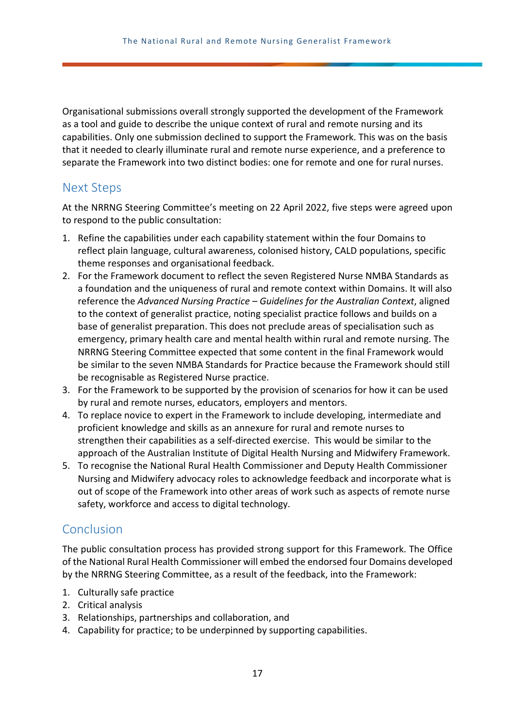Organisational submissions overall strongly supported the development of the Framework as a tool and guide to describe the unique context of rural and remote nursing and its capabilities. Only one submission declined to support the Framework. This was on the basis that it needed to clearly illuminate rural and remote nurse experience, and a preference to separate the Framework into two distinct bodies: one for remote and one for rural nurses.

## Next Steps

At the NRRNG Steering Committee's meeting on 22 April 2022, five steps were agreed upon to respond to the public consultation:

1. Refine the capabilities under each capability statement within the four Domains to reflect plain language, cultural awareness, colonised history, CALD populations, specific theme responses and organisational feedback.
2. For the Framework document to reflect the seven Registered Nurse NMBA Standards as a foundation and the uniqueness of rural and remote context within Domains. It will also reference the *Advanced Nursing Practice – Guidelines for the Australian Context*, aligned to the context of generalist practice, noting specialist practice follows and builds on a base of generalist preparation. This does not preclude areas of specialisation such as emergency, primary health care and mental health within rural and remote nursing. The NRRNG Steering Committee expected that some content in the final Framework would be similar to the seven NMBA Standards for Practice because the Framework should still be recognisable as Registered Nurse practice.
3. For the Framework to be supported by the provision of scenarios for how it can be used by rural and remote nurses, educators, employers and mentors.
4. To replace novice to expert in the Framework to include developing, intermediate and proficient knowledge and skills as an annexure for rural and remote nurses to strengthen their capabilities as a self-directed exercise. This would be similar to the approach of the Australian Institute of Digital Health Nursing and Midwifery Framework.
5. To recognise the National Rural Health Commissioner and Deputy Health Commissioner Nursing and Midwifery advocacy roles to acknowledge feedback and incorporate what is out of scope of the Framework into other areas of work such as aspects of remote nurse safety, workforce and access to digital technology.

## Conclusion

The public consultation process has provided strong support for this Framework. The Office of the National Rural Health Commissioner will embed the endorsed four Domains developed by the NRRNG Steering Committee, as a result of the feedback, into the Framework:

1. Culturally safe practice
2. Critical analysis
3. Relationships, partnerships and collaboration, and
4. Capability for practice; to be underpinned by supporting capabilities.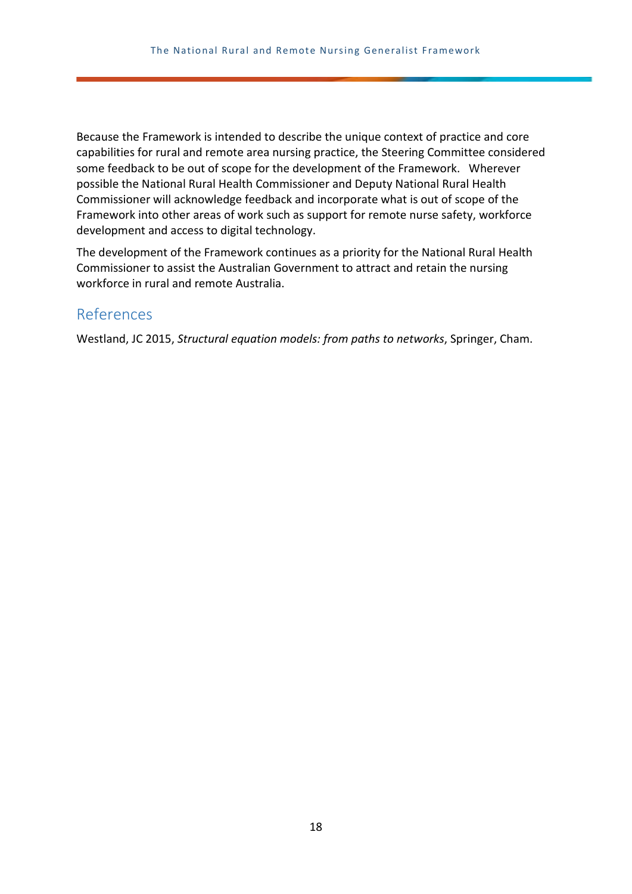Because the Framework is intended to describe the unique context of practice and core capabilities for rural and remote area nursing practice, the Steering Committee considered some feedback to be out of scope for the development of the Framework. Wherever possible the National Rural Health Commissioner and Deputy National Rural Health Commissioner will acknowledge feedback and incorporate what is out of scope of the Framework into other areas of work such as support for remote nurse safety, workforce development and access to digital technology.

The development of the Framework continues as a priority for the National Rural Health Commissioner to assist the Australian Government to attract and retain the nursing workforce in rural and remote Australia.

## References

Westland, JC 2015, *Structural equation models: from paths to networks*, Springer, Cham.